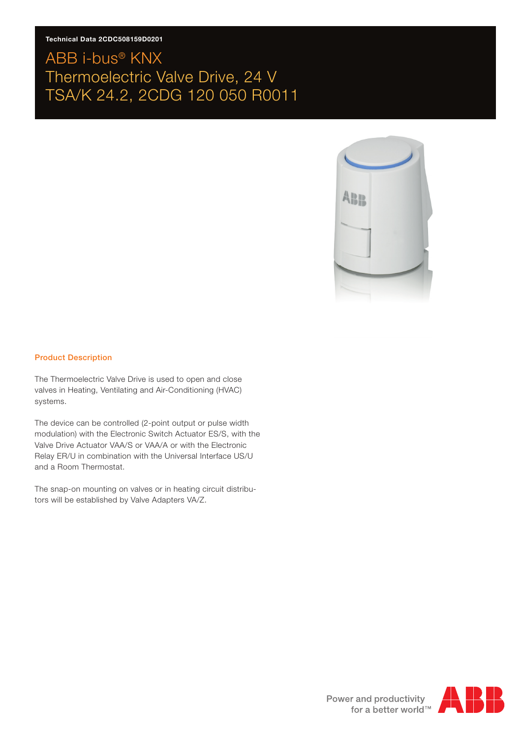Technical Data 2CDC508159D0201

# ABB i-bus® KNX
# Thermoelectric Valve Drive, 24 V
# TSA/K 24.2, 2CDG 120 050 R0011

## Product Description

The Thermoelectric Valve Drive is used to open and close valves in Heating, Ventilating and Air-Conditioning (HVAC) systems.

The device can be controlled (2-point output or pulse width modulation) with the Electronic Switch Actuator ES/S, with the Valve Drive Actuator VAA/S or VAA/A or with the Electronic Relay ER/U in combination with the Universal Interface US/U and a Room Thermostat.

The snap-on mounting on valves or in heating circuit distributors will be established by Valve Adapters VA/Z.

Power and productivity for a better world™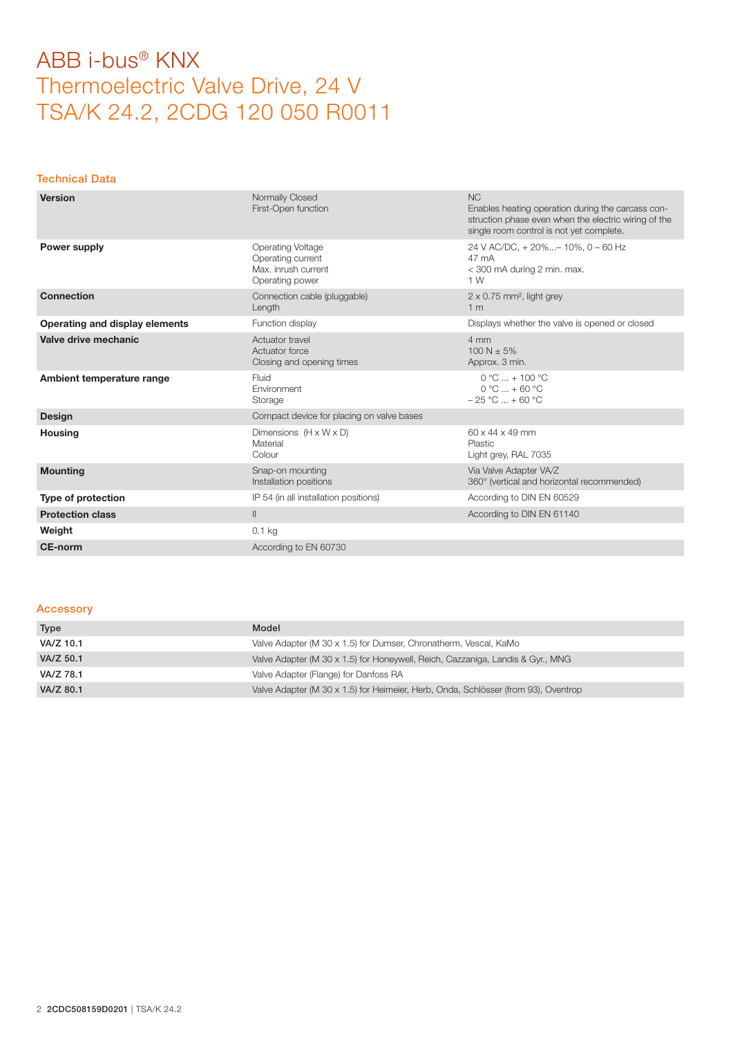# ABB i-bus® KNX
# Thermoelectric Valve Drive, 24 V
# TSA/K 24.2, 2CDG 120 050 R0011

## Technical Data

| | | |
|---|---|---|
| **Version** | Normally Closed<br>First-Open function | NC<br>Enables heating operation during the carcass construction phase even when the electric wiring of the single room control is not yet complete. |
| **Power supply** | Operating Voltage<br>Operating current<br>Max. inrush current<br>Operating power | 24 V AC/DC, + 20%...– 10%, 0 – 60 Hz<br>47 mA<br>< 300 mA during 2 min. max.<br>1 W |
| **Connection** | Connection cable (pluggable)<br>Length | 2 x 0.75 mm², light grey<br>1 m |
| **Operating and display elements** | Function display | Displays whether the valve is opened or closed |
| **Valve drive mechanic** | Actuator travel<br>Actuator force<br>Closing and opening times | 4 mm<br>100 N ± 5%<br>Approx. 3 min. |
| **Ambient temperature range** | Fluid<br>Environment<br>Storage | 0 °C ... + 100 °C<br>0 °C ... + 60 °C<br>– 25 °C ... + 60 °C |
| **Design** | Compact device for placing on valve bases | |
| **Housing** | Dimensions (H x W x D)<br>Material<br>Colour | 60 x 44 x 49 mm<br>Plastic<br>Light grey, RAL 7035 |
| **Mounting** | Snap-on mounting<br>Installation positions | Via Valve Adapter VA/Z<br>360° (vertical and horizontal recommended) |
| **Type of protection** | IP 54 (in all installation positions) | According to DIN EN 60529 |
| **Protection class** | II | According to DIN EN 61140 |
| **Weight** | 0.1 kg | |
| **CE-norm** | According to EN 60730 | |

## Accessory

| Type | Model |
|---|---|
| **VA/Z 10.1** | Valve Adapter (M 30 x 1.5) for Dumser, Chronatherm, Vescal, KaMo |
| **VA/Z 50.1** | Valve Adapter (M 30 x 1.5) for Honeywell, Reich, Cazzaniga, Landis & Gyr., MNG |
| **VA/Z 78.1** | Valve Adapter (Flange) for Danfoss RA |
| **VA/Z 80.1** | Valve Adapter (M 30 x 1.5) for Heimeier, Herb, Onda, Schlösser (from 93), Oventrop |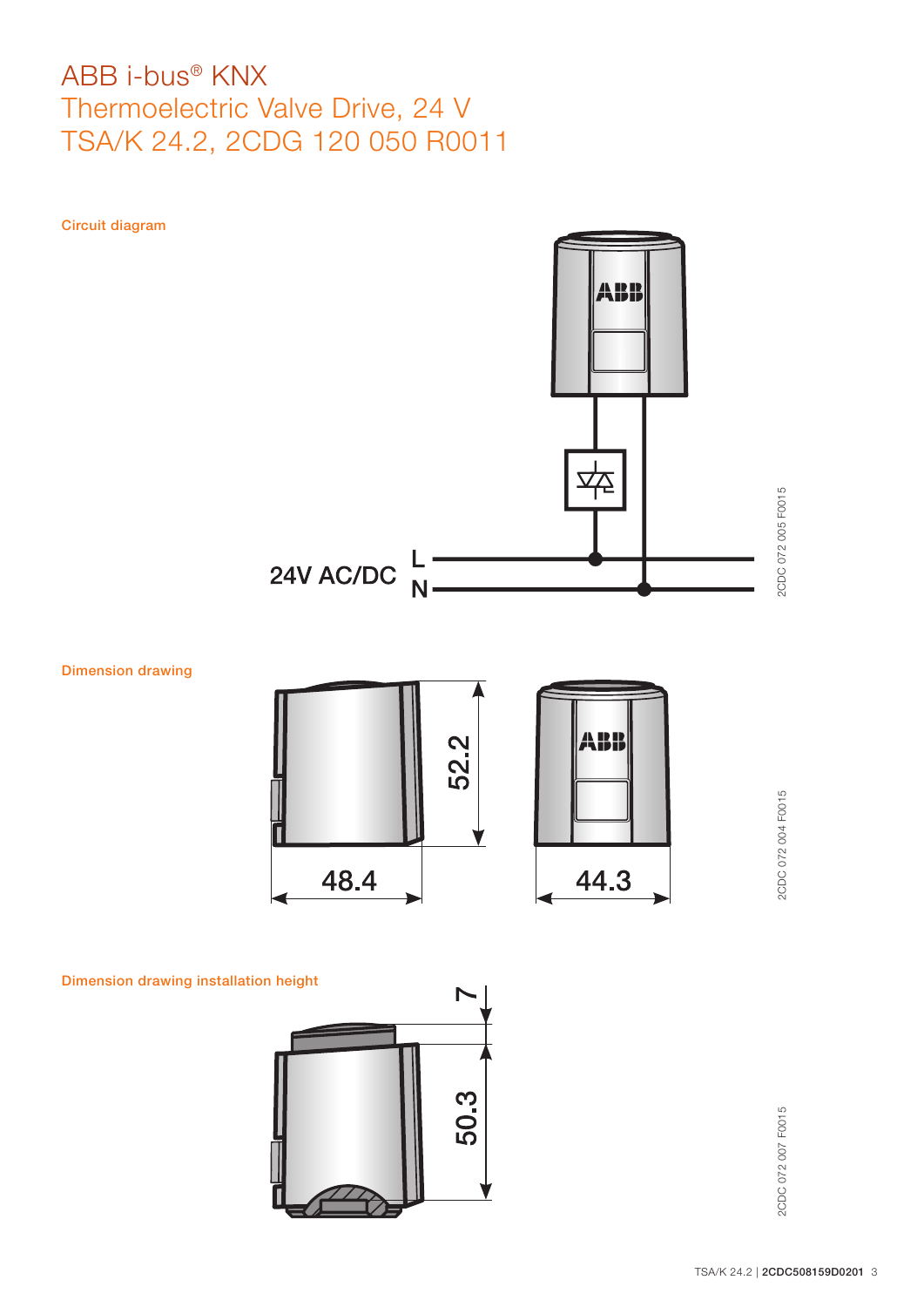# ABB i-bus® KNX
# Thermoelectric Valve Drive, 24 V
# TSA/K 24.2, 2CDG 120 050 R0011

## Circuit diagram

24V AC/DC

L

N

2CDC 072 005 F0015

## Dimension drawing

52.2

48.4

44.3

2CDC 072 004 F0015

## Dimension drawing installation height

7

50.3

2CDC 072 007 F0015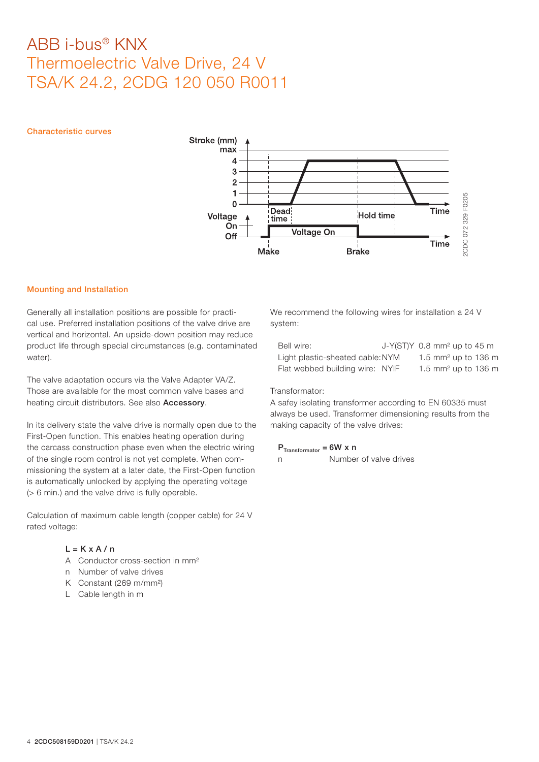# ABB i-bus® KNX
## Thermoelectric Valve Drive, 24 V
## TSA/K 24.2, 2CDG 120 050 R0011

### Characteristic curves

### Mounting and Installation

Generally all installation positions are possible for practical use. Preferred installation positions of the valve drive are vertical and horizontal. An upside-down position may reduce product life through special circumstances (e.g. contaminated water).

The valve adaptation occurs via the Valve Adapter VA/Z. Those are available for the most common valve bases and heating circuit distributors. See also **Accessory**.

In its delivery state the valve drive is normally open due to the First-Open function. This enables heating operation during the carcass construction phase even when the electric wiring of the single room control is not yet complete. When commissioning the system at a later date, the First-Open function is automatically unlocked by applying the operating voltage (> 6 min.) and the valve drive is fully operable.

Calculation of maximum cable length (copper cable) for 24 V rated voltage:

**L = K x A / n**

- A Conductor cross-section in mm²
- n Number of valve drives
- K Constant (269 m/mm²)
- L Cable length in m

We recommend the following wires for installation a 24 V system:

| | | |
|---|---|---|
| Bell wire: | J-Y(ST)Y | 0.8 mm² up to 45 m |
| Light plastic-sheated cable: | NYM | 1.5 mm² up to 136 m |
| Flat webbed building wire: | NYIF | 1.5 mm² up to 136 m |

Transformator:
A safey isolating transformer according to EN 60335 must always be used. Transformer dimensioning results from the making capacity of the valve drives:

$P_{Transformator}$ **= 6W x n**

n Number of valve drives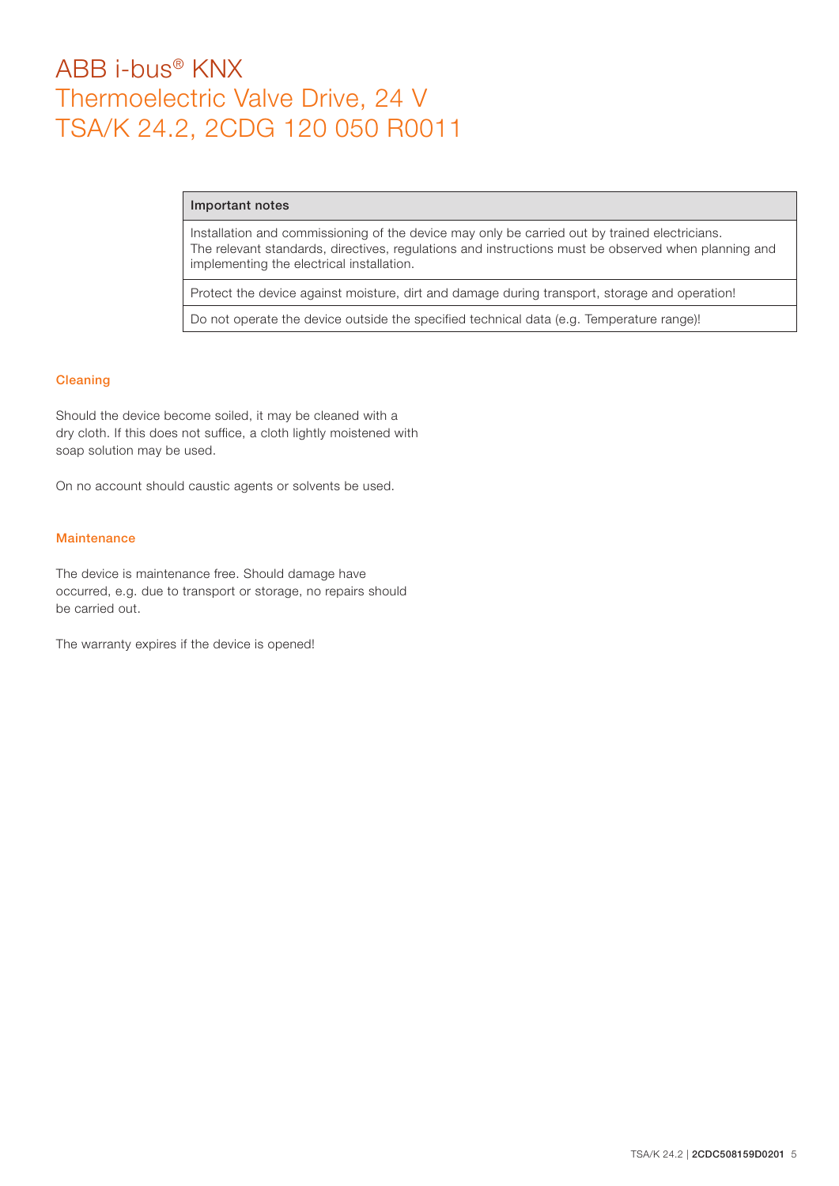# ABB i-bus® KNX
# Thermoelectric Valve Drive, 24 V
# TSA/K 24.2, 2CDG 120 050 R0011

| Important notes |
| --- |
| Installation and commissioning of the device may only be carried out by trained electricians. The relevant standards, directives, regulations and instructions must be observed when planning and implementing the electrical installation. |
| Protect the device against moisture, dirt and damage during transport, storage and operation! |
| Do not operate the device outside the specified technical data (e.g. Temperature range)! |

### Cleaning

Should the device become soiled, it may be cleaned with a dry cloth. If this does not suffice, a cloth lightly moistened with soap solution may be used.

On no account should caustic agents or solvents be used.

### Maintenance

The device is maintenance free. Should damage have occurred, e.g. due to transport or storage, no repairs should be carried out.

The warranty expires if the device is opened!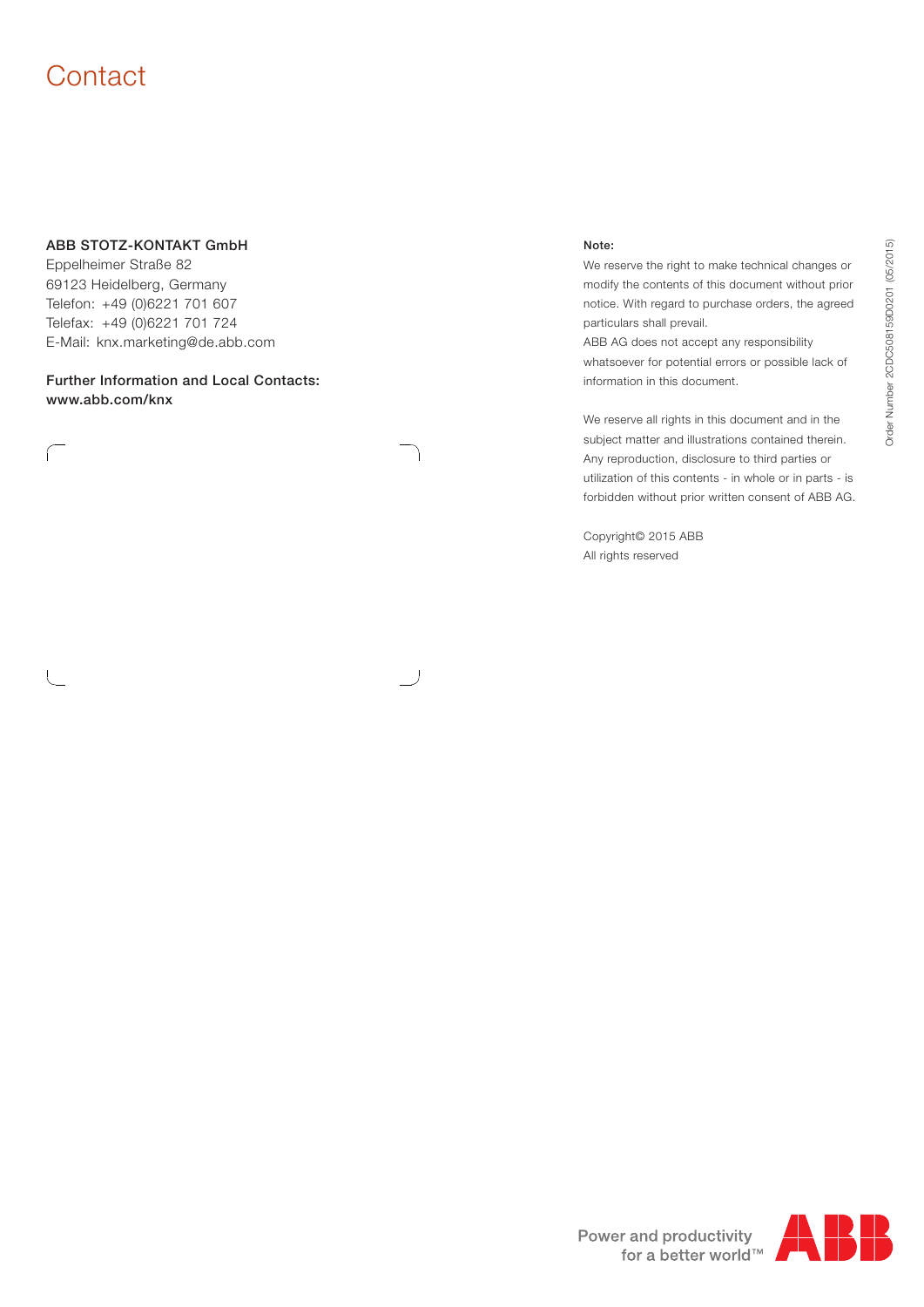# Contact

**ABB STOTZ-KONTAKT GmbH**
Eppelheimer Straße 82
69123 Heidelberg, Germany
Telefon: +49 (0)6221 701 607
Telefax: +49 (0)6221 701 724
E-Mail: knx.marketing@de.abb.com

**Further Information and Local Contacts:**
**www.abb.com/knx**

**Note:**
We reserve the right to make technical changes or modify the contents of this document without prior notice. With regard to purchase orders, the agreed particulars shall prevail.
ABB AG does not accept any responsibility whatsoever for potential errors or possible lack of information in this document.

We reserve all rights in this document and in the subject matter and illustrations contained therein. Any reproduction, disclosure to third parties or utilization of this contents - in whole or in parts - is forbidden without prior written consent of ABB AG.

Copyright© 2015 ABB
All rights reserved

Order Number 2CDC508159D0201 (05/2015)

Power and productivity
for a better world™